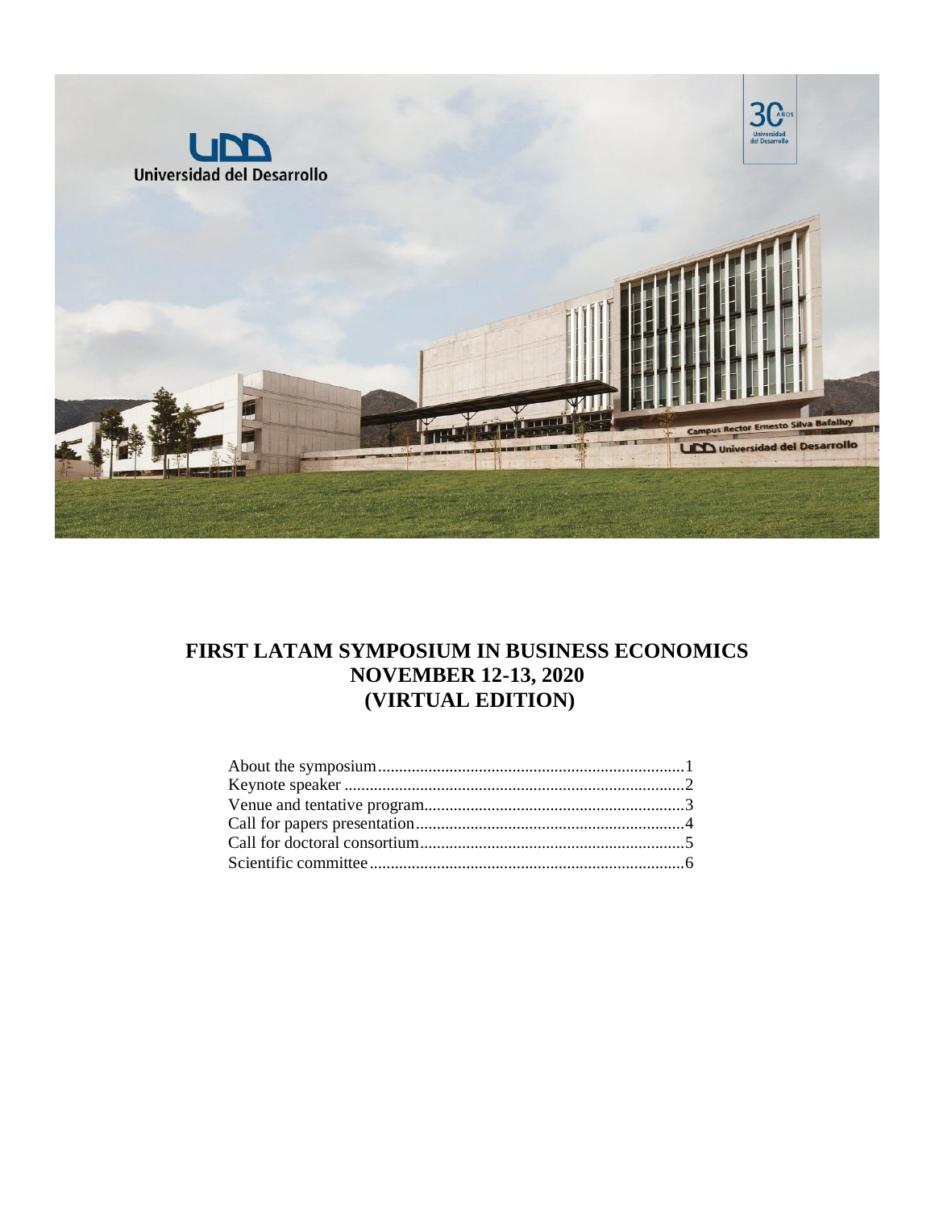# FIRST LATAM SYMPOSIUM IN BUSINESS ECONOMICS
## NOVEMBER 12-13, 2020
## (VIRTUAL EDITION)

About the symposium........................................................................1
Keynote speaker ................................................................................2
Venue and tentative program.............................................................3
Call for papers presentation...............................................................4
Call for doctoral consortium..............................................................5
Scientific committee..........................................................................6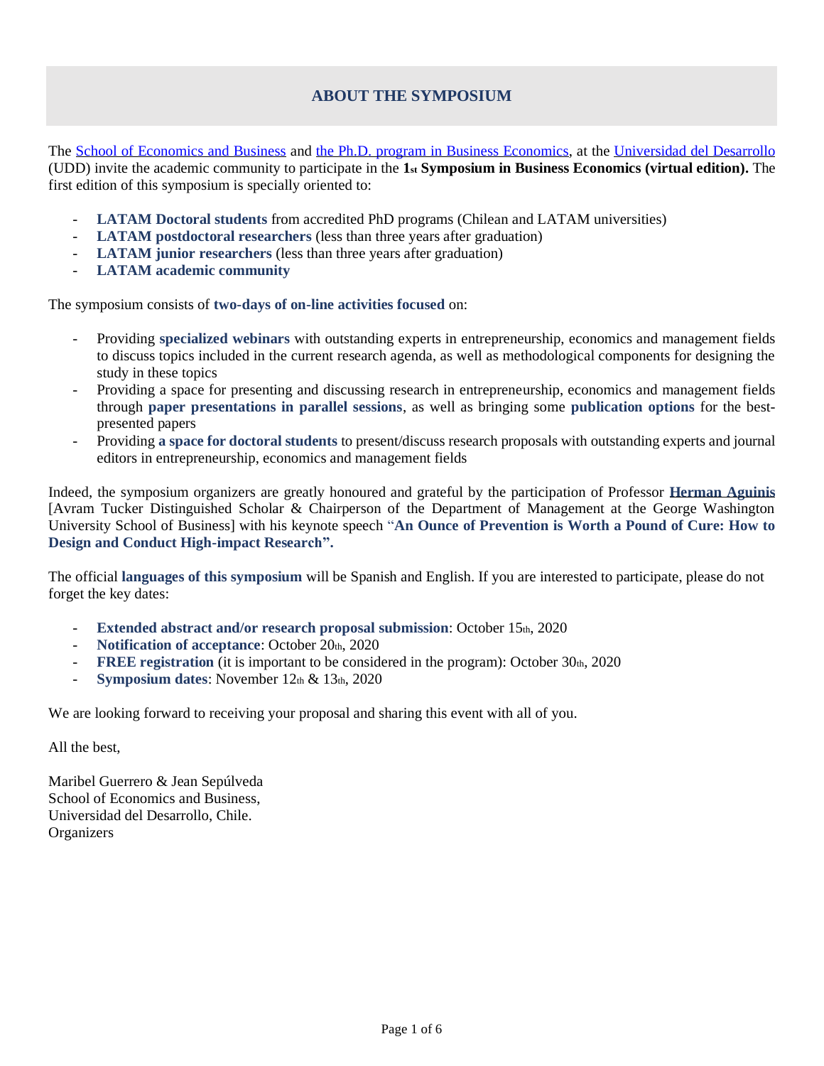## ABOUT THE SYMPOSIUM

The School of Economics and Business and the Ph.D. program in Business Economics, at the Universidad del Desarrollo (UDD) invite the academic community to participate in the **1st Symposium in Business Economics (virtual edition).** The first edition of this symposium is specially oriented to:

- **LATAM Doctoral students** from accredited PhD programs (Chilean and LATAM universities)
- **LATAM postdoctoral researchers** (less than three years after graduation)
- **LATAM junior researchers** (less than three years after graduation)
- **LATAM academic community**

The symposium consists of **two-days of on-line activities focused** on:

- Providing **specialized webinars** with outstanding experts in entrepreneurship, economics and management fields to discuss topics included in the current research agenda, as well as methodological components for designing the study in these topics
- Providing a space for presenting and discussing research in entrepreneurship, economics and management fields through **paper presentations in parallel sessions**, as well as bringing some **publication options** for the best-presented papers
- Providing **a space for doctoral students** to present/discuss research proposals with outstanding experts and journal editors in entrepreneurship, economics and management fields

Indeed, the symposium organizers are greatly honoured and grateful by the participation of Professor **Herman Aguinis** [Avram Tucker Distinguished Scholar & Chairperson of the Department of Management at the George Washington University School of Business] with his keynote speech "**An Ounce of Prevention is Worth a Pound of Cure: How to Design and Conduct High-impact Research".**

The official **languages of this symposium** will be Spanish and English. If you are interested to participate, please do not forget the key dates:

- **Extended abstract and/or research proposal submission**: October 15th, 2020
- **Notification of acceptance**: October 20th, 2020
- **FREE registration** (it is important to be considered in the program): October 30th, 2020
- **Symposium dates**: November 12th & 13th, 2020

We are looking forward to receiving your proposal and sharing this event with all of you.

All the best,

Maribel Guerrero & Jean Sepúlveda
School of Economics and Business,
Universidad del Desarrollo, Chile.
Organizers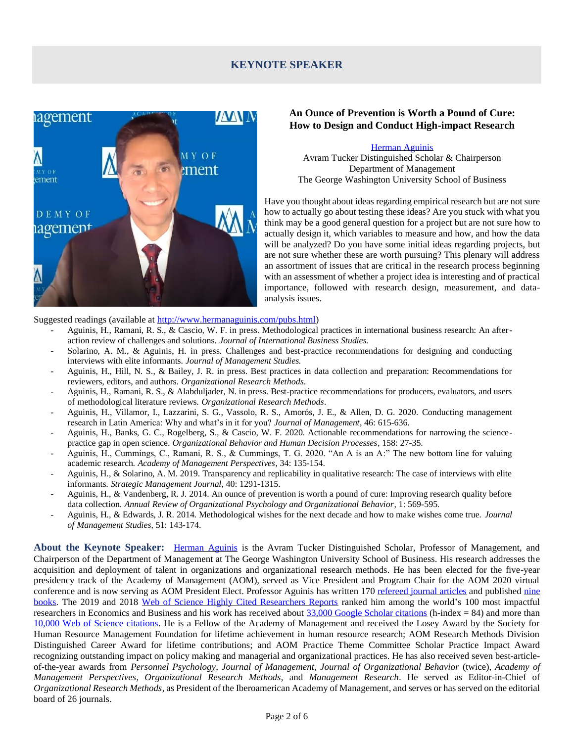## KEYNOTE SPEAKER

### An Ounce of Prevention is Worth a Pound of Cure: How to Design and Conduct High-impact Research

Herman Aguinis
Avram Tucker Distinguished Scholar & Chairperson
Department of Management
The George Washington University School of Business

Have you thought about ideas regarding empirical research but are not sure how to actually go about testing these ideas? Are you stuck with what you think may be a good general question for a project but are not sure how to actually design it, which variables to measure and how, and how the data will be analyzed? Do you have some initial ideas regarding projects, but are not sure whether these are worth pursuing? This plenary will address an assortment of issues that are critical in the research process beginning with an assessment of whether a project idea is interesting and of practical importance, followed with research design, measurement, and data-analysis issues.

Suggested readings (available at http://www.hermanaguinis.com/pubs.html)

- Aguinis, H., Ramani, R. S., & Cascio, W. F. in press. Methodological practices in international business research: An after-action review of challenges and solutions. *Journal of International Business Studies.*
- Solarino, A. M., & Aguinis, H. in press. Challenges and best-practice recommendations for designing and conducting interviews with elite informants. *Journal of Management Studies.*
- Aguinis, H., Hill, N. S., & Bailey, J. R. in press. Best practices in data collection and preparation: Recommendations for reviewers, editors, and authors. *Organizational Research Methods*.
- Aguinis, H., Ramani, R. S., & Alabduljader, N. in press. Best-practice recommendations for producers, evaluators, and users of methodological literature reviews. *Organizational Research Methods*.
- Aguinis, H., Villamor, I., Lazzarini, S. G., Vassolo, R. S., Amorós, J. E., & Allen, D. G. 2020. Conducting management research in Latin America: Why and what's in it for you? *Journal of Management*, 46: 615-636.
- Aguinis, H., Banks, G. C., Rogelberg, S., & Cascio, W. F. 2020. Actionable recommendations for narrowing the science-practice gap in open science. *Organizational Behavior and Human Decision Processes*, 158: 27-35.
- Aguinis, H., Cummings, C., Ramani, R. S., & Cummings, T. G. 2020. "An A is an A:" The new bottom line for valuing academic research. *Academy of Management Perspectives*, 34: 135-154.
- Aguinis, H., & Solarino, A. M. 2019. Transparency and replicability in qualitative research: The case of interviews with elite informants. *Strategic Management Journal*, 40: 1291-1315.
- Aguinis, H., & Vandenberg, R. J. 2014. An ounce of prevention is worth a pound of cure: Improving research quality before data collection. *Annual Review of Organizational Psychology and Organizational Behavior*, 1: 569-595.
- Aguinis, H., & Edwards, J. R. 2014. Methodological wishes for the next decade and how to make wishes come true. *Journal of Management Studies*, 51: 143-174.

**About the Keynote Speaker:** Herman Aguinis is the Avram Tucker Distinguished Scholar, Professor of Management, and Chairperson of the Department of Management at The George Washington University School of Business. His research addresses the acquisition and deployment of talent in organizations and organizational research methods. He has been elected for the five-year presidency track of the Academy of Management (AOM), served as Vice President and Program Chair for the AOM 2020 virtual conference and is now serving as AOM President Elect. Professor Aguinis has written 170 refereed journal articles and published nine books. The 2019 and 2018 Web of Science Highly Cited Researchers Reports ranked him among the world's 100 most impactful researchers in Economics and Business and his work has received about 33,000 Google Scholar citations (h-index = 84) and more than 10,000 Web of Science citations. He is a Fellow of the Academy of Management and received the Losey Award by the Society for Human Resource Management Foundation for lifetime achievement in human resource research; AOM Research Methods Division Distinguished Career Award for lifetime contributions; and AOM Practice Theme Committee Scholar Practice Impact Award recognizing outstanding impact on policy making and managerial and organizational practices. He has also received seven best-article-of-the-year awards from *Personnel Psychology*, *Journal of Management*, *Journal of Organizational Behavior* (twice), *Academy of Management Perspectives*, *Organizational Research Methods*, and *Management Research*. He served as Editor-in-Chief of *Organizational Research Methods*, as President of the Iberoamerican Academy of Management, and serves or has served on the editorial board of 26 journals.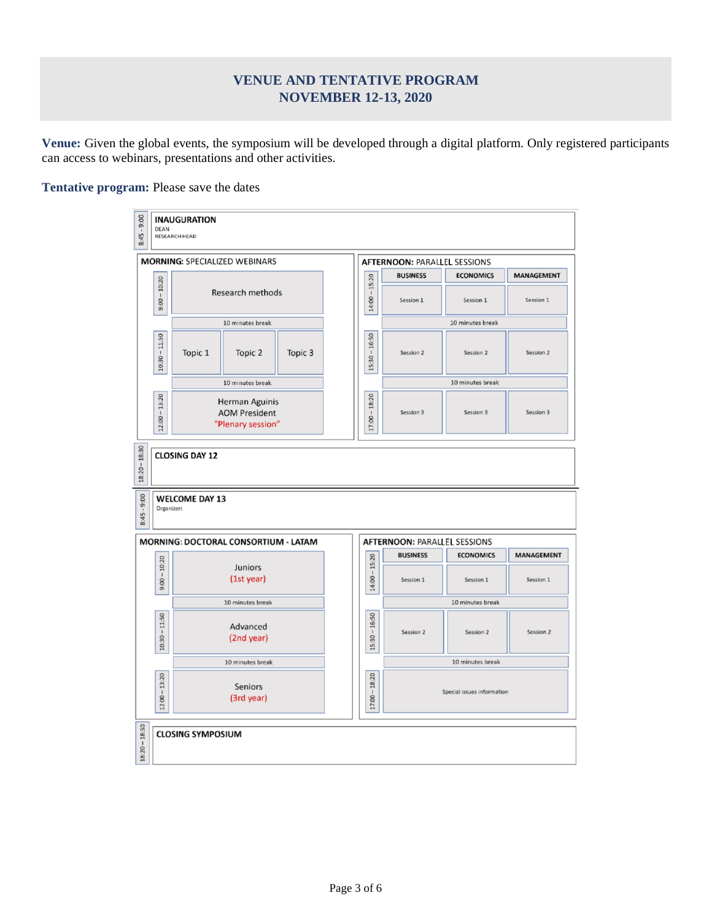# VENUE AND TENTATIVE PROGRAM
## NOVEMBER 12-13, 2020

**Venue:** Given the global events, the symposium will be developed through a digital platform. Only registered participants can access to webinars, presentations and other activities.

**Tentative program:** Please save the dates

| 8:45 - 9:00 | **INAUGURATION**<br>DEAN<br>RESEARCH HEAD | | | | |
|---|---|---|---|---|---|

**MORNING:** SPECIALIZED WEBINARS

| Time | | | |
|---|---|---|---|
| 9:00 – 10:20 | Research methods | | |
| | 10 minutes break | | |
| 10:30 – 11:50 | Topic 1 | Topic 2 | Topic 3 |
| | 10 minutes break | | |
| 12:00 – 13:20 | Herman Aguinis<br>AOM President<br>"Plenary session" | | |

**AFTERNOON:** PARALLEL SESSIONS

| Time | BUSINESS | ECONOMICS | MANAGEMENT |
|---|---|---|---|
| 14:00 – 15:20 | Session 1 | Session 1 | Session 1 |
| | 10 minutes break | | |
| 15:30 – 16:50 | Session 2 | Session 2 | Session 2 |
| | 10 minutes break | | |
| 17:00 – 18:20 | Session 3 | Session 3 | Session 3 |

| 18:20 – 18:30 | **CLOSING DAY 12** |
|---|---|

| 8:45 - 9:00 | **WELCOME DAY 13**<br>Organizers |
|---|---|

**MORNING: DOCTORAL CONSORTIUM - LATAM**

| Time | |
|---|---|
| 9:00 – 10:20 | Juniors<br>(1st year) |
| | 10 minutes break |
| 10:30 – 11:50 | Advanced<br>(2nd year) |
| | 10 minutes break |
| 12:00 – 13:20 | Seniors<br>(3rd year) |

**AFTERNOON:** PARALLEL SESSIONS

| Time | BUSINESS | ECONOMICS | MANAGEMENT |
|---|---|---|---|
| 14:00 – 15:20 | Session 1 | Session 1 | Session 1 |
| | 10 minutes break | | |
| 15:30 – 16:50 | Session 2 | Session 2 | Session 2 |
| | 10 minutes break | | |
| 17:00 – 18:20 | Special issues information | | |

| 18:20 – 18:30 | **CLOSING SYMPOSIUM** |
|---|---|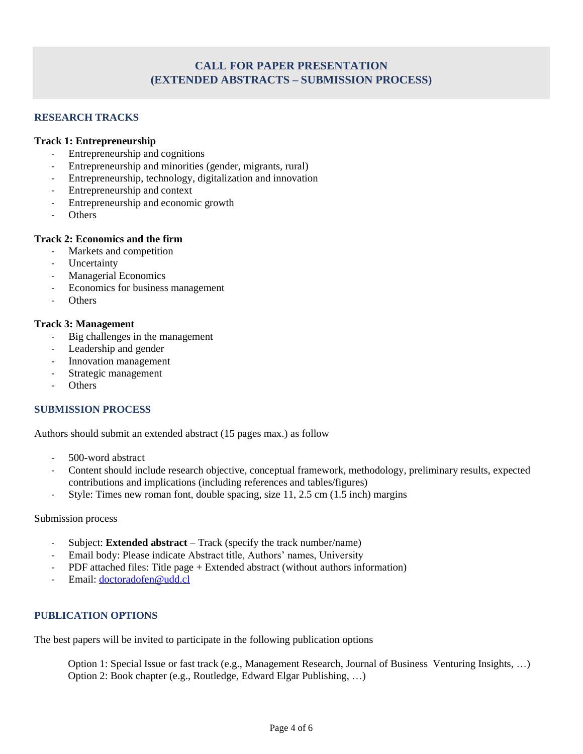# CALL FOR PAPER PRESENTATION
# (EXTENDED ABSTRACTS – SUBMISSION PROCESS)

## RESEARCH TRACKS

**Track 1: Entrepreneurship**

- Entrepreneurship and cognitions
- Entrepreneurship and minorities (gender, migrants, rural)
- Entrepreneurship, technology, digitalization and innovation
- Entrepreneurship and context
- Entrepreneurship and economic growth
- Others

**Track 2: Economics and the firm**

- Markets and competition
- Uncertainty
- Managerial Economics
- Economics for business management
- Others

**Track 3: Management**

- Big challenges in the management
- Leadership and gender
- Innovation management
- Strategic management
- Others

## SUBMISSION PROCESS

Authors should submit an extended abstract (15 pages max.) as follow

- 500-word abstract
- Content should include research objective, conceptual framework, methodology, preliminary results, expected contributions and implications (including references and tables/figures)
- Style: Times new roman font, double spacing, size 11, 2.5 cm (1.5 inch) margins

Submission process

- Subject: **Extended abstract** – Track (specify the track number/name)
- Email body: Please indicate Abstract title, Authors' names, University
- PDF attached files: Title page + Extended abstract (without authors information)
- Email: doctoradofen@udd.cl

## PUBLICATION OPTIONS

The best papers will be invited to participate in the following publication options

Option 1: Special Issue or fast track (e.g., Management Research, Journal of Business Venturing Insights, …)
Option 2: Book chapter (e.g., Routledge, Edward Elgar Publishing, …)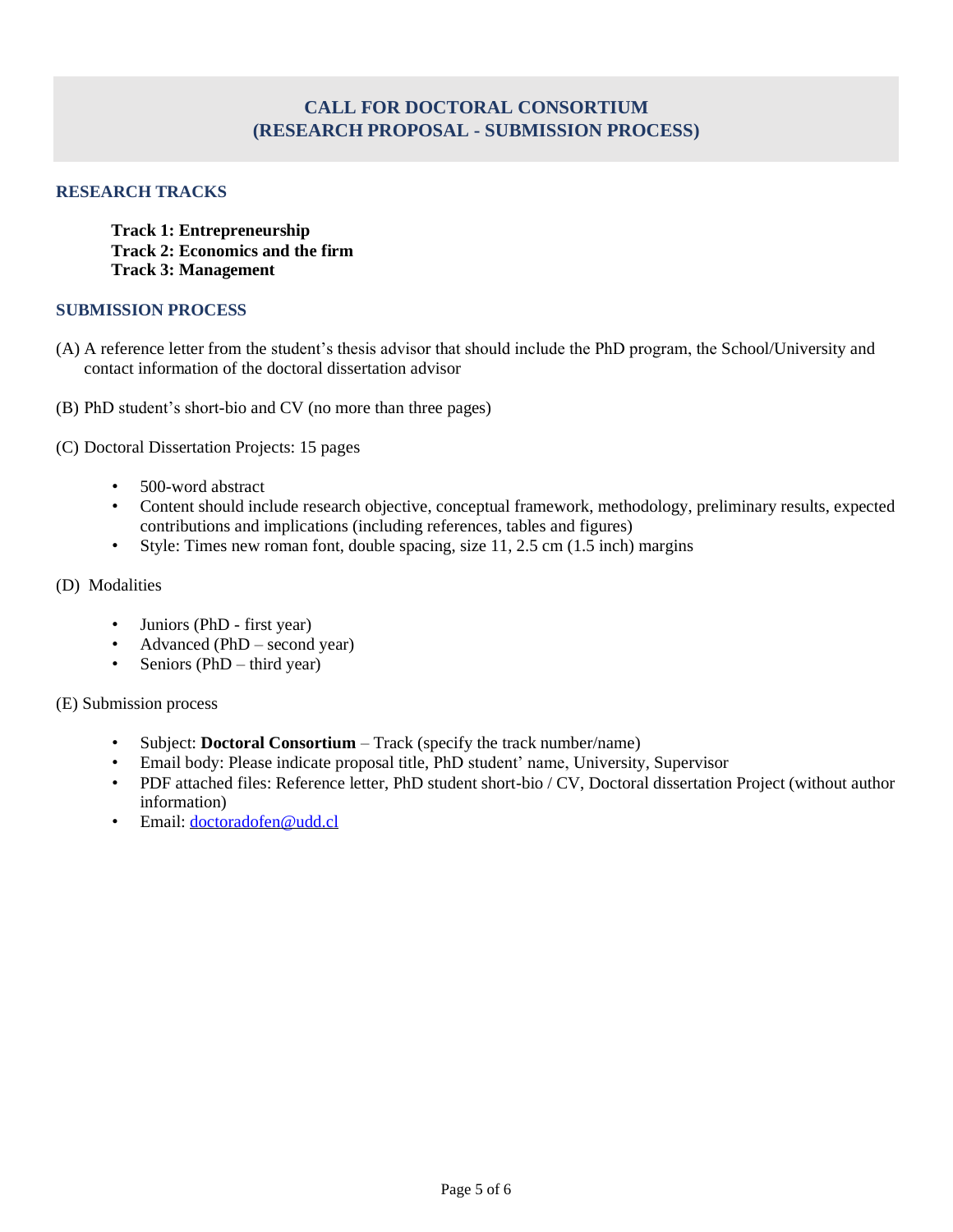# CALL FOR DOCTORAL CONSORTIUM
# (RESEARCH PROPOSAL - SUBMISSION PROCESS)

## RESEARCH TRACKS

**Track 1: Entrepreneurship**
**Track 2: Economics and the firm**
**Track 3: Management**

## SUBMISSION PROCESS

(A) A reference letter from the student's thesis advisor that should include the PhD program, the School/University and contact information of the doctoral dissertation advisor

(B) PhD student's short-bio and CV (no more than three pages)

(C) Doctoral Dissertation Projects: 15 pages

- 500-word abstract
- Content should include research objective, conceptual framework, methodology, preliminary results, expected contributions and implications (including references, tables and figures)
- Style: Times new roman font, double spacing, size 11, 2.5 cm (1.5 inch) margins

(D) Modalities

- Juniors (PhD - first year)
- Advanced (PhD – second year)
- Seniors (PhD – third year)

(E) Submission process

- Subject: **Doctoral Consortium** – Track (specify the track number/name)
- Email body: Please indicate proposal title, PhD student' name, University, Supervisor
- PDF attached files: Reference letter, PhD student short-bio / CV, Doctoral dissertation Project (without author information)
- Email: doctoradofen@udd.cl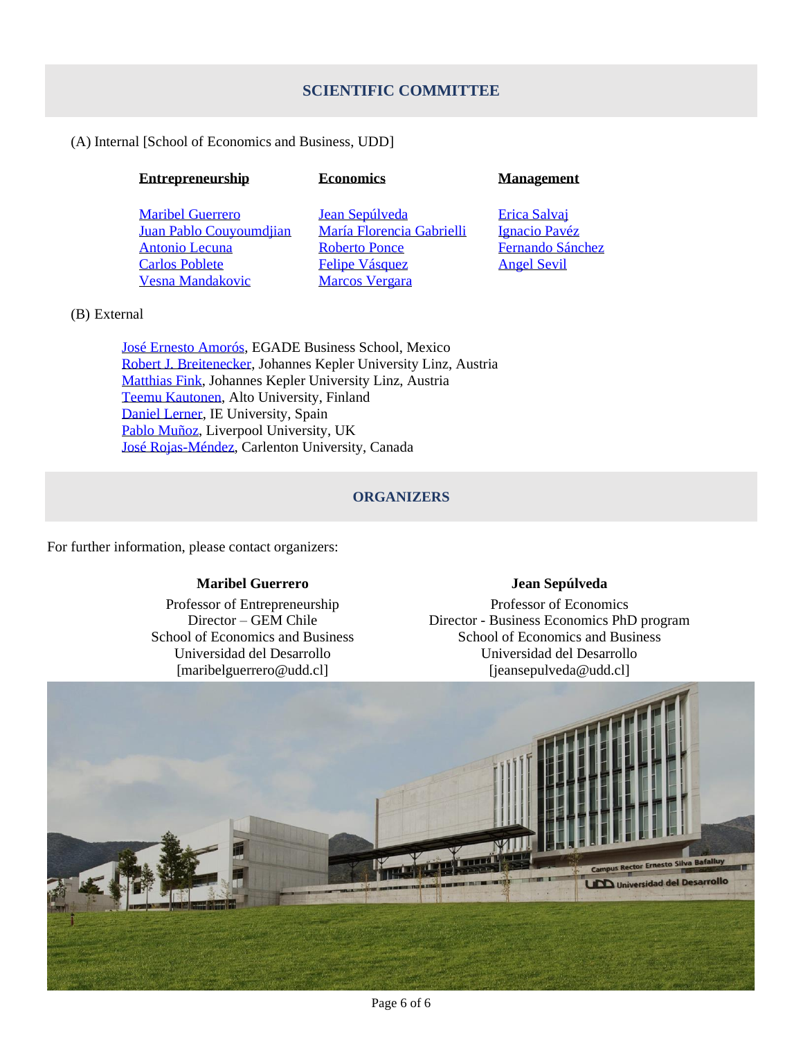## SCIENTIFIC COMMITTEE

(A) Internal [School of Economics and Business, UDD]

**Entrepreneurship**

Maribel Guerrero
Juan Pablo Couyoumdjian
Antonio Lecuna
Carlos Poblete
Vesna Mandakovic

**Economics**

Jean Sepúlveda
María Florencia Gabrielli
Roberto Ponce
Felipe Vásquez
Marcos Vergara

**Management**

Erica Salvaj
Ignacio Pavéz
Fernando Sánchez
Angel Sevil

(B) External

José Ernesto Amorós, EGADE Business School, Mexico
Robert J. Breitenecker, Johannes Kepler University Linz, Austria
Matthias Fink, Johannes Kepler University Linz, Austria
Teemu Kautonen, Alto University, Finland
Daniel Lerner, IE University, Spain
Pablo Muñoz, Liverpool University, UK
José Rojas-Méndez, Carlenton University, Canada

## ORGANIZERS

For further information, please contact organizers:

**Maribel Guerrero**

Professor of Entrepreneurship
Director – GEM Chile
School of Economics and Business
Universidad del Desarrollo
[maribelguerrero@udd.cl]

**Jean Sepúlveda**

Professor of Economics
Director - Business Economics PhD program
School of Economics and Business
Universidad del Desarrollo
[jeansepulveda@udd.cl]